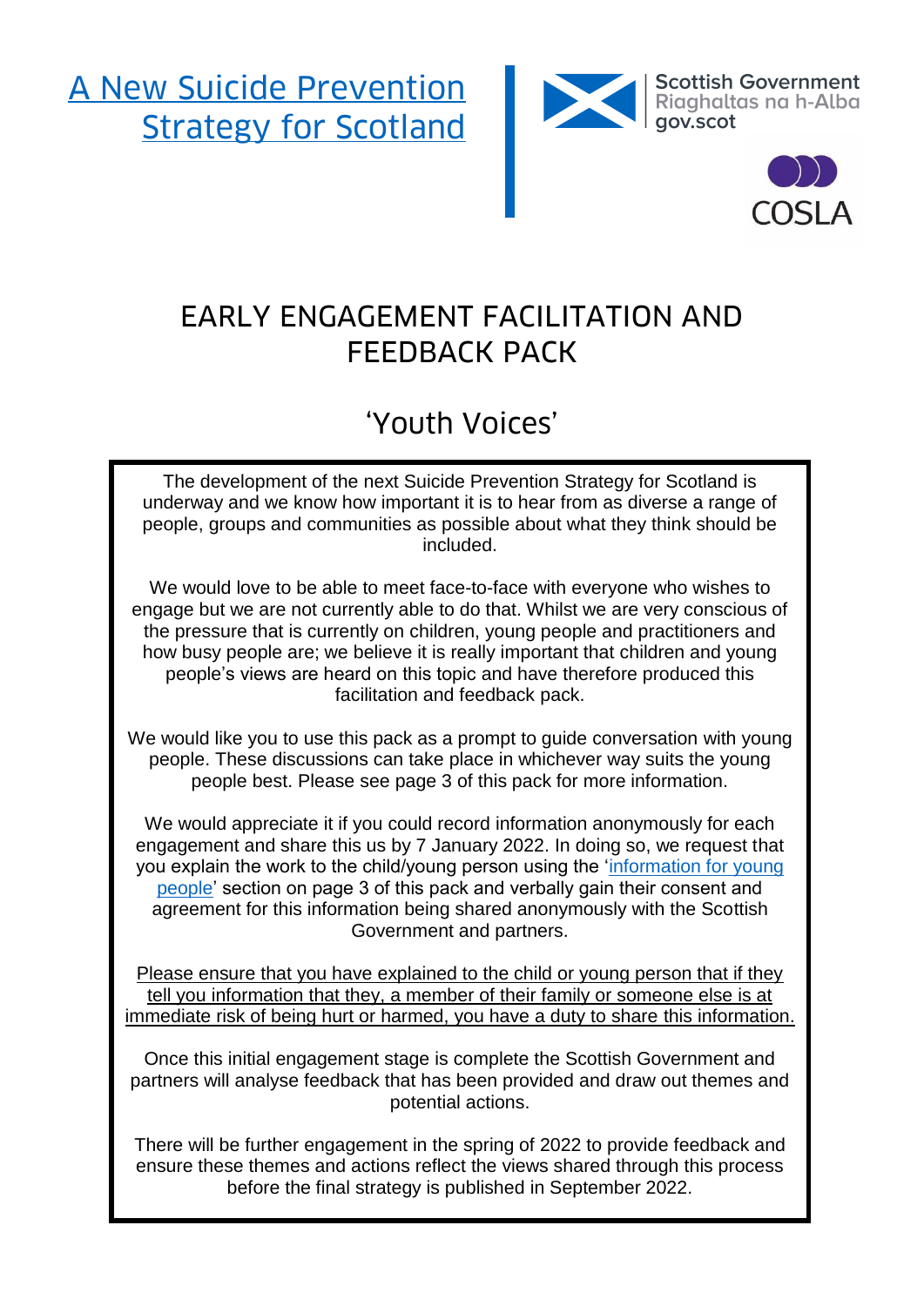# A New Suicide Prevention Strategy for Scotland

Scottish Government
Riaghaltas na h-Alba
gov.scot

COSLA

## EARLY ENGAGEMENT FACILITATION AND FEEDBACK PACK

## 'Youth Voices'

The development of the next Suicide Prevention Strategy for Scotland is underway and we know how important it is to hear from as diverse a range of people, groups and communities as possible about what they think should be included.

We would love to be able to meet face-to-face with everyone who wishes to engage but we are not currently able to do that. Whilst we are very conscious of the pressure that is currently on children, young people and practitioners and how busy people are; we believe it is really important that children and young people's views are heard on this topic and have therefore produced this facilitation and feedback pack.

We would like you to use this pack as a prompt to guide conversation with young people. These discussions can take place in whichever way suits the young people best. Please see page 3 of this pack for more information.

We would appreciate it if you could record information anonymously for each engagement and share this us by 7 January 2022. In doing so, we request that you explain the work to the child/young person using the 'information for young people' section on page 3 of this pack and verbally gain their consent and agreement for this information being shared anonymously with the Scottish Government and partners.

Please ensure that you have explained to the child or young person that if they tell you information that they, a member of their family or someone else is at immediate risk of being hurt or harmed, you have a duty to share this information.

Once this initial engagement stage is complete the Scottish Government and partners will analyse feedback that has been provided and draw out themes and potential actions.

There will be further engagement in the spring of 2022 to provide feedback and ensure these themes and actions reflect the views shared through this process before the final strategy is published in September 2022.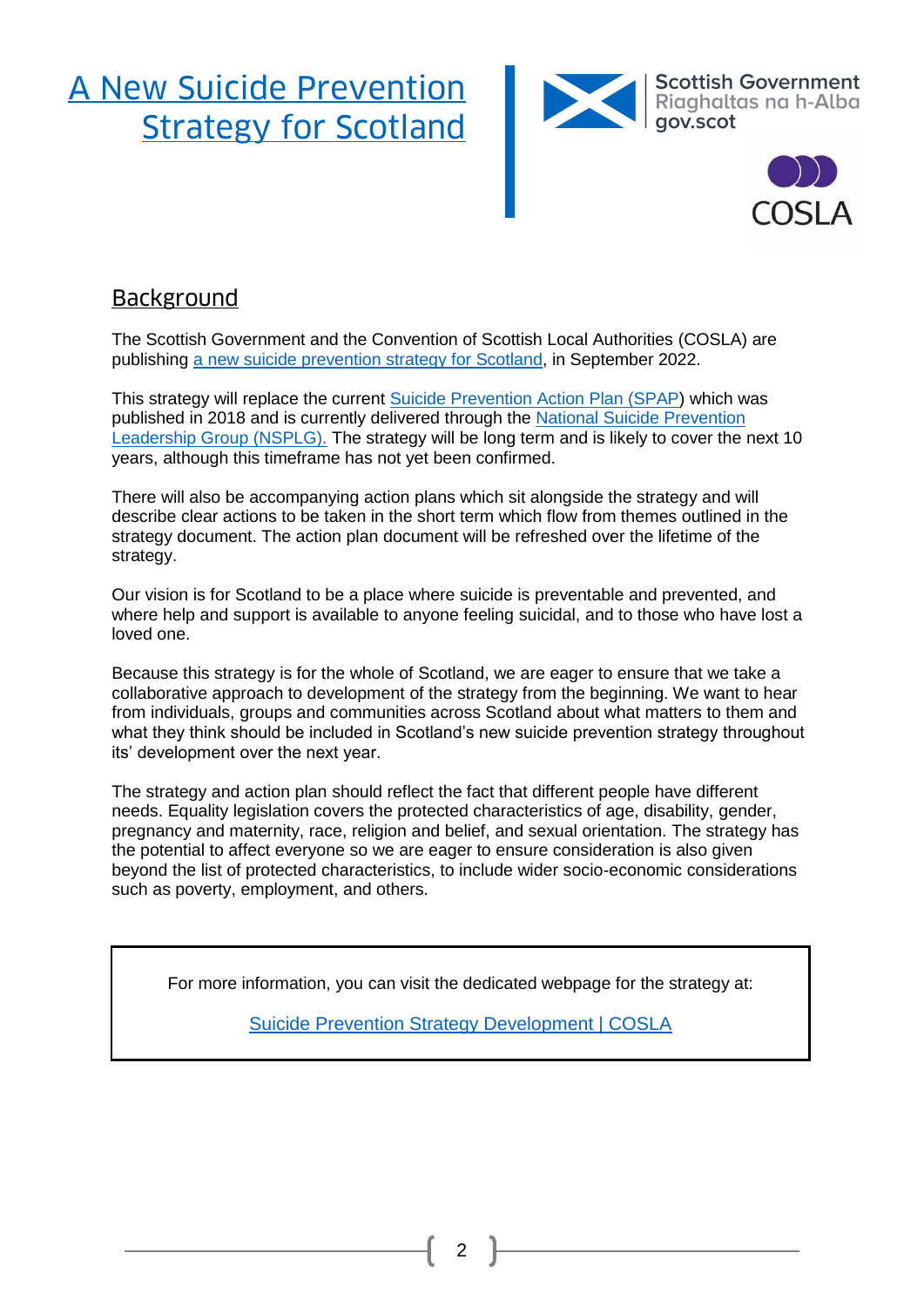# A New Suicide Prevention Strategy for Scotland

## Background

The Scottish Government and the Convention of Scottish Local Authorities (COSLA) are publishing a new suicide prevention strategy for Scotland, in September 2022.

This strategy will replace the current Suicide Prevention Action Plan (SPAP) which was published in 2018 and is currently delivered through the National Suicide Prevention Leadership Group (NSPLG). The strategy will be long term and is likely to cover the next 10 years, although this timeframe has not yet been confirmed.

There will also be accompanying action plans which sit alongside the strategy and will describe clear actions to be taken in the short term which flow from themes outlined in the strategy document. The action plan document will be refreshed over the lifetime of the strategy.

Our vision is for Scotland to be a place where suicide is preventable and prevented, and where help and support is available to anyone feeling suicidal, and to those who have lost a loved one.

Because this strategy is for the whole of Scotland, we are eager to ensure that we take a collaborative approach to development of the strategy from the beginning. We want to hear from individuals, groups and communities across Scotland about what matters to them and what they think should be included in Scotland's new suicide prevention strategy throughout its' development over the next year.

The strategy and action plan should reflect the fact that different people have different needs. Equality legislation covers the protected characteristics of age, disability, gender, pregnancy and maternity, race, religion and belief, and sexual orientation. The strategy has the potential to affect everyone so we are eager to ensure consideration is also given beyond the list of protected characteristics, to include wider socio-economic considerations such as poverty, employment, and others.

For more information, you can visit the dedicated webpage for the strategy at:

Suicide Prevention Strategy Development | COSLA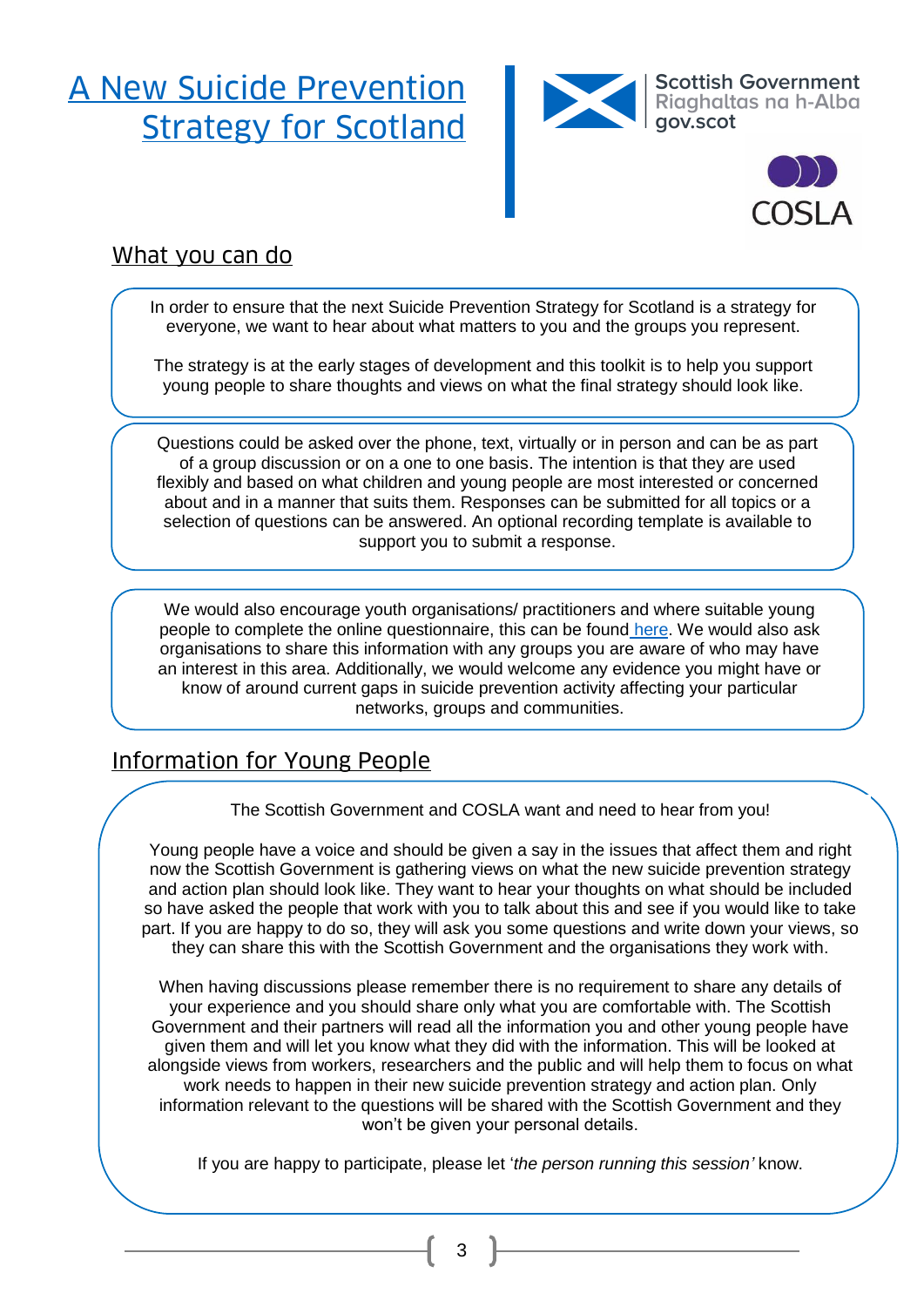# A New Suicide Prevention Strategy for Scotland

Scottish Government
Riaghaltas na h-Alba
gov.scot

COSLA

## What you can do

In order to ensure that the next Suicide Prevention Strategy for Scotland is a strategy for everyone, we want to hear about what matters to you and the groups you represent.

The strategy is at the early stages of development and this toolkit is to help you support young people to share thoughts and views on what the final strategy should look like.

Questions could be asked over the phone, text, virtually or in person and can be as part of a group discussion or on a one to one basis. The intention is that they are used flexibly and based on what children and young people are most interested or concerned about and in a manner that suits them. Responses can be submitted for all topics or a selection of questions can be answered. An optional recording template is available to support you to submit a response.

We would also encourage youth organisations/ practitioners and where suitable young people to complete the online questionnaire, this can be found here. We would also ask organisations to share this information with any groups you are aware of who may have an interest in this area. Additionally, we would welcome any evidence you might have or know of around current gaps in suicide prevention activity affecting your particular networks, groups and communities.

## Information for Young People

The Scottish Government and COSLA want and need to hear from you!

Young people have a voice and should be given a say in the issues that affect them and right now the Scottish Government is gathering views on what the new suicide prevention strategy and action plan should look like. They want to hear your thoughts on what should be included so have asked the people that work with you to talk about this and see if you would like to take part. If you are happy to do so, they will ask you some questions and write down your views, so they can share this with the Scottish Government and the organisations they work with.

When having discussions please remember there is no requirement to share any details of your experience and you should share only what you are comfortable with. The Scottish Government and their partners will read all the information you and other young people have given them and will let you know what they did with the information. This will be looked at alongside views from workers, researchers and the public and will help them to focus on what work needs to happen in their new suicide prevention strategy and action plan. Only information relevant to the questions will be shared with the Scottish Government and they won't be given your personal details.

If you are happy to participate, please let '*the person running this session'* know.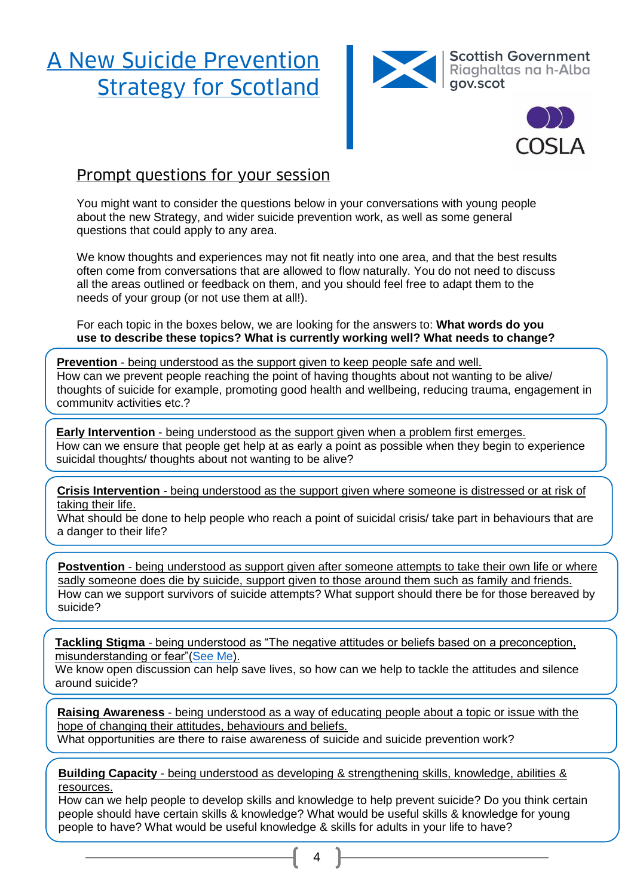# A New Suicide Prevention Strategy for Scotland

Scottish Government
Riaghaltas na h-Alba
gov.scot

COSLA

## Prompt questions for your session

You might want to consider the questions below in your conversations with young people about the new Strategy, and wider suicide prevention work, as well as some general questions that could apply to any area.

We know thoughts and experiences may not fit neatly into one area, and that the best results often come from conversations that are allowed to flow naturally. You do not need to discuss all the areas outlined or feedback on them, and you should feel free to adapt them to the needs of your group (or not use them at all!).

For each topic in the boxes below, we are looking for the answers to: **What words do you use to describe these topics? What is currently working well? What needs to change?**

**Prevention** - being understood as the support given to keep people safe and well.
How can we prevent people reaching the point of having thoughts about not wanting to be alive/ thoughts of suicide for example, promoting good health and wellbeing, reducing trauma, engagement in community activities etc.?

**Early Intervention** - being understood as the support given when a problem first emerges.
How can we ensure that people get help at as early a point as possible when they begin to experience suicidal thoughts/ thoughts about not wanting to be alive?

**Crisis Intervention** - being understood as the support given where someone is distressed or at risk of taking their life.
What should be done to help people who reach a point of suicidal crisis/ take part in behaviours that are a danger to their life?

**Postvention** - being understood as support given after someone attempts to take their own life or where sadly someone does die by suicide, support given to those around them such as family and friends.
How can we support survivors of suicide attempts? What support should there be for those bereaved by suicide?

**Tackling Stigma** - being understood as "The negative attitudes or beliefs based on a preconception, misunderstanding or fear"(See Me).
We know open discussion can help save lives, so how can we help to tackle the attitudes and silence around suicide?

**Raising Awareness** - being understood as a way of educating people about a topic or issue with the hope of changing their attitudes, behaviours and beliefs.
What opportunities are there to raise awareness of suicide and suicide prevention work?

**Building Capacity** - being understood as developing & strengthening skills, knowledge, abilities & resources.
How can we help people to develop skills and knowledge to help prevent suicide? Do you think certain people should have certain skills & knowledge? What would be useful skills & knowledge for young people to have? What would be useful knowledge & skills for adults in your life to have?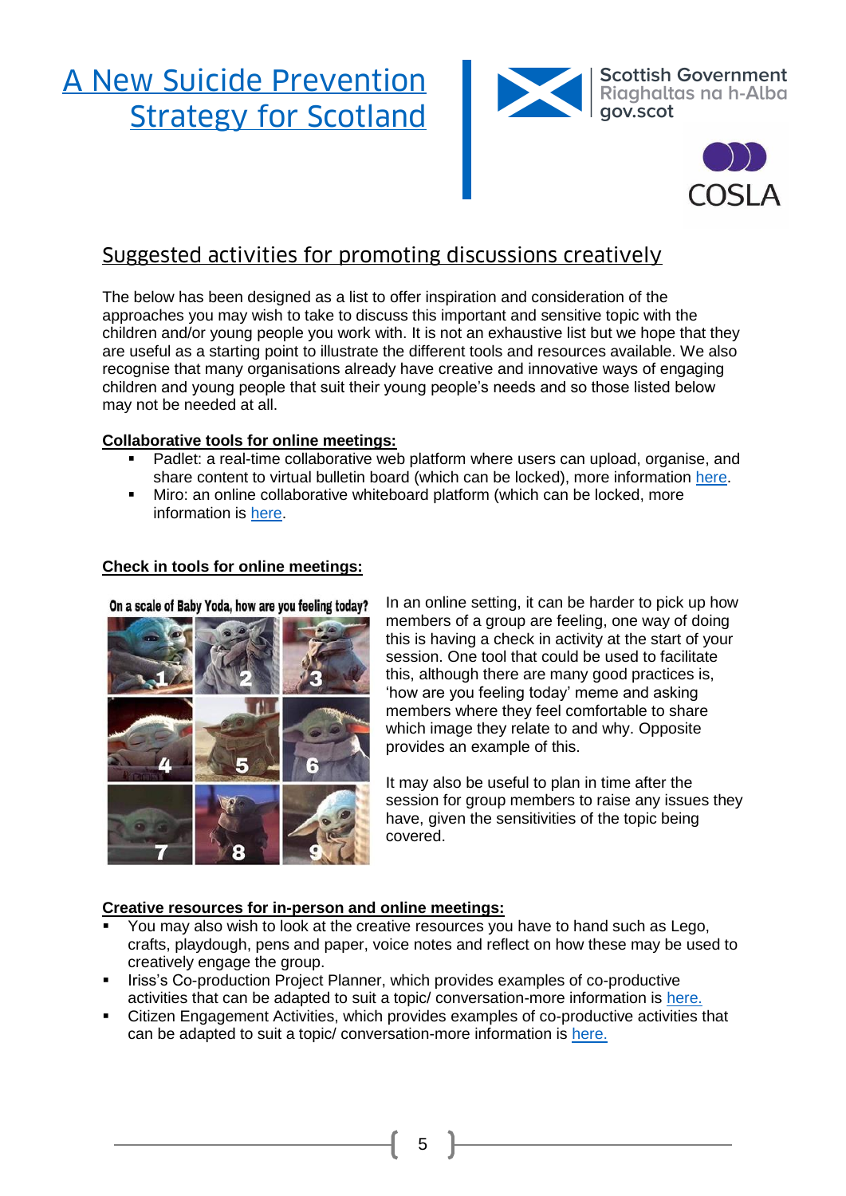# A New Suicide Prevention Strategy for Scotland

## Suggested activities for promoting discussions creatively

The below has been designed as a list to offer inspiration and consideration of the approaches you may wish to take to discuss this important and sensitive topic with the children and/or young people you work with. It is not an exhaustive list but we hope that they are useful as a starting point to illustrate the different tools and resources available. We also recognise that many organisations already have creative and innovative ways of engaging children and young people that suit their young people's needs and so those listed below may not be needed at all.

**Collaborative tools for online meetings:**

- Padlet: a real-time collaborative web platform where users can upload, organise, and share content to virtual bulletin board (which can be locked), more information here.
- Miro: an online collaborative whiteboard platform (which can be locked, more information is here.

**Check in tools for online meetings:**

On a scale of Baby Yoda, how are you feeling today?

In an online setting, it can be harder to pick up how members of a group are feeling, one way of doing this is having a check in activity at the start of your session. One tool that could be used to facilitate this, although there are many good practices is, 'how are you feeling today' meme and asking members where they feel comfortable to share which image they relate to and why. Opposite provides an example of this.

It may also be useful to plan in time after the session for group members to raise any issues they have, given the sensitivities of the topic being covered.

**Creative resources for in-person and online meetings:**

- You may also wish to look at the creative resources you have to hand such as Lego, crafts, playdough, pens and paper, voice notes and reflect on how these may be used to creatively engage the group.
- Iriss's Co-production Project Planner, which provides examples of co-productive activities that can be adapted to suit a topic/ conversation-more information is here.
- Citizen Engagement Activities, which provides examples of co-productive activities that can be adapted to suit a topic/ conversation-more information is here.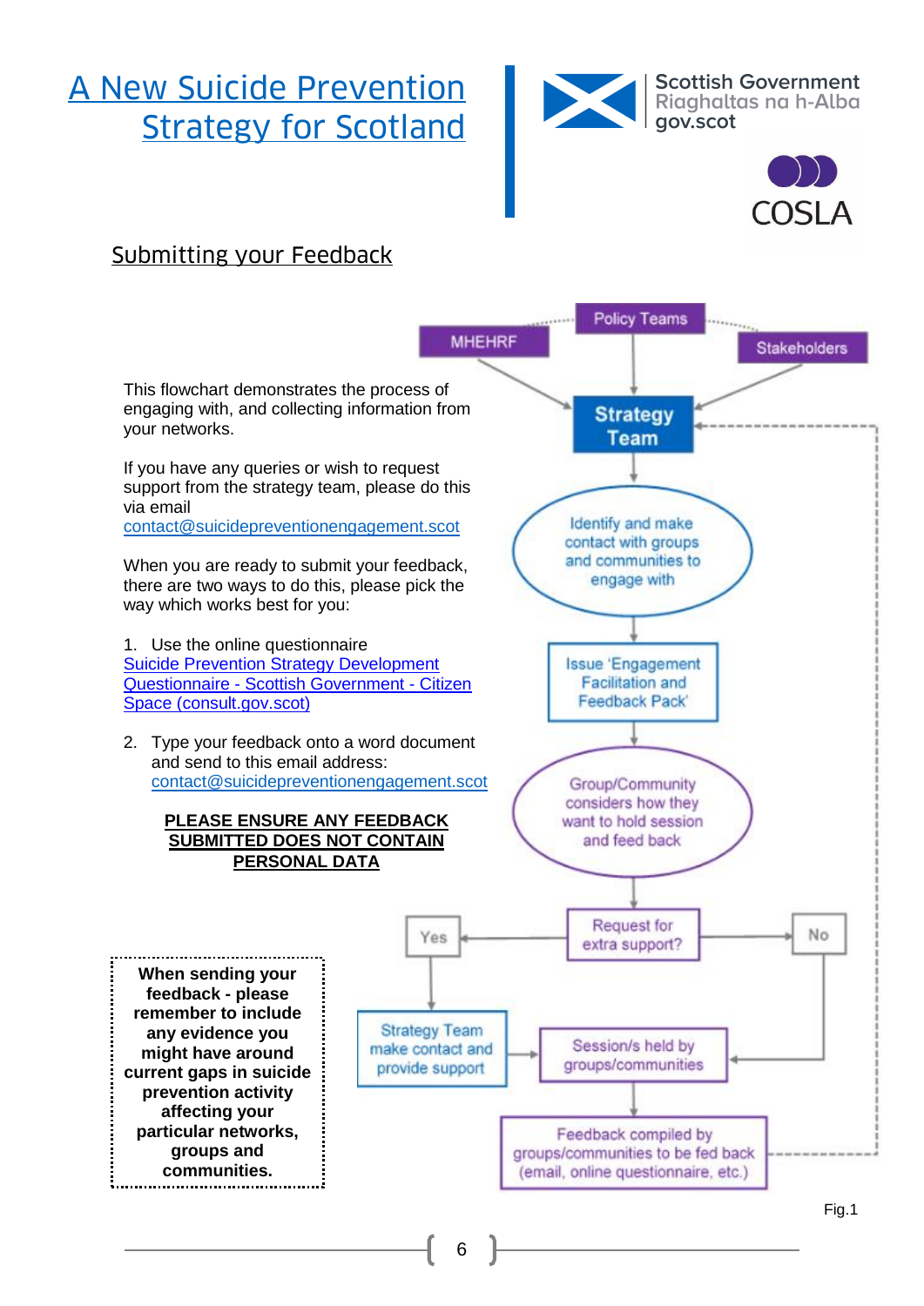# A New Suicide Prevention Strategy for Scotland

Scottish Government
Riaghaltas na h-Alba
gov.scot

COSLA

## Submitting your Feedback

This flowchart demonstrates the process of engaging with, and collecting information from your networks.

If you have any queries or wish to request support from the strategy team, please do this via email contact@suicidepreventionengagement.scot

When you are ready to submit your feedback, there are two ways to do this, please pick the way which works best for you:

1. Use the online questionnaire [Suicide Prevention Strategy Development Questionnaire - Scottish Government - Citizen Space (consult.gov.scot)](consult.gov.scot)
2. Type your feedback onto a word document and send to this email address: contact@suicidepreventionengagement.scot

**PLEASE ENSURE ANY FEEDBACK SUBMITTED DOES NOT CONTAIN PERSONAL DATA**

**When sending your feedback - please remember to include any evidence you might have around current gaps in suicide prevention activity affecting your particular networks, groups and communities.**

MHEHRF → Strategy Team
Policy Teams → Strategy Team
Stakeholders → Strategy Team

Strategy Team → Identify and make contact with groups and communities to engage with → Issue 'Engagement Facilitation and Feedback Pack' → Group/Community considers how they want to hold session and feed back → Request for extra support?

- Yes → Strategy Team make contact and provide support → Session/s held by groups/communities
- No → Session/s held by groups/communities

Session/s held by groups/communities → Feedback compiled by groups/communities to be fed back (email, online questionnaire, etc.) → Strategy Team

Fig.1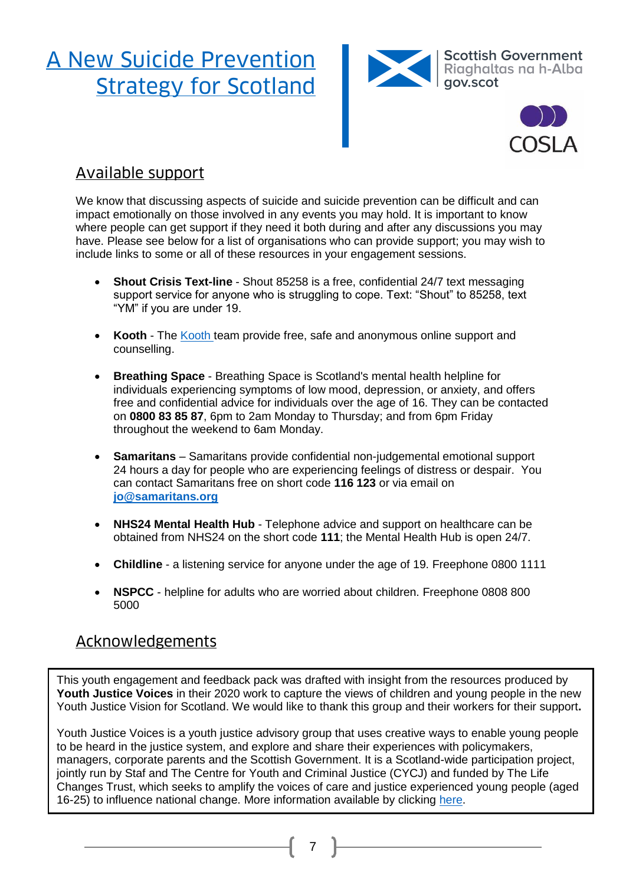# A New Suicide Prevention Strategy for Scotland

Scottish Government
Riaghaltas na h-Alba
gov.scot

COSLA

## Available support

We know that discussing aspects of suicide and suicide prevention can be difficult and can impact emotionally on those involved in any events you may hold. It is important to know where people can get support if they need it both during and after any discussions you may have. Please see below for a list of organisations who can provide support; you may wish to include links to some or all of these resources in your engagement sessions.

- **Shout Crisis Text-line** - Shout 85258 is a free, confidential 24/7 text messaging support service for anyone who is struggling to cope. Text: "Shout" to 85258, text "YM" if you are under 19.
- **Kooth** - The Kooth team provide free, safe and anonymous online support and counselling.
- **Breathing Space** - Breathing Space is Scotland's mental health helpline for individuals experiencing symptoms of low mood, depression, or anxiety, and offers free and confidential advice for individuals over the age of 16. They can be contacted on **0800 83 85 87**, 6pm to 2am Monday to Thursday; and from 6pm Friday throughout the weekend to 6am Monday.
- **Samaritans** – Samaritans provide confidential non-judgemental emotional support 24 hours a day for people who are experiencing feelings of distress or despair. You can contact Samaritans free on short code **116 123** or via email on **jo@samaritans.org**
- **NHS24 Mental Health Hub** - Telephone advice and support on healthcare can be obtained from NHS24 on the short code **111**; the Mental Health Hub is open 24/7.
- **Childline** - a listening service for anyone under the age of 19. Freephone 0800 1111
- **NSPCC** - helpline for adults who are worried about children. Freephone 0808 800 5000

## Acknowledgements

This youth engagement and feedback pack was drafted with insight from the resources produced by **Youth Justice Voices** in their 2020 work to capture the views of children and young people in the new Youth Justice Vision for Scotland. We would like to thank this group and their workers for their support**.**

Youth Justice Voices is a youth justice advisory group that uses creative ways to enable young people to be heard in the justice system, and explore and share their experiences with policymakers, managers, corporate parents and the Scottish Government. It is a Scotland-wide participation project, jointly run by Staf and The Centre for Youth and Criminal Justice (CYCJ) and funded by The Life Changes Trust, which seeks to amplify the voices of care and justice experienced young people (aged 16-25) to influence national change. More information available by clicking here.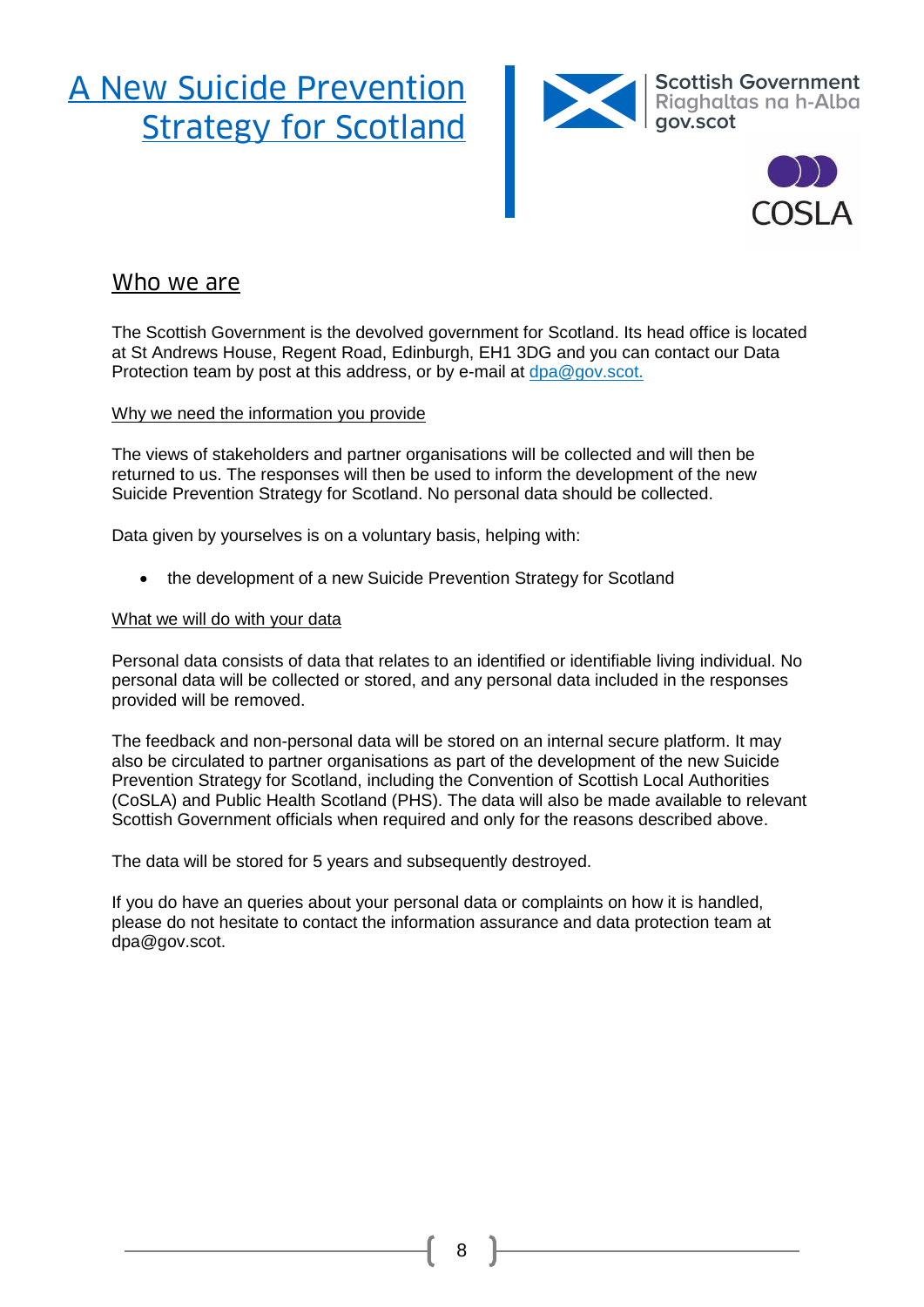# A New Suicide Prevention Strategy for Scotland

Scottish Government
Riaghaltas na h-Alba
gov.scot

COSLA

## Who we are

The Scottish Government is the devolved government for Scotland. Its head office is located at St Andrews House, Regent Road, Edinburgh, EH1 3DG and you can contact our Data Protection team by post at this address, or by e-mail at dpa@gov.scot.

### Why we need the information you provide

The views of stakeholders and partner organisations will be collected and will then be returned to us. The responses will then be used to inform the development of the new Suicide Prevention Strategy for Scotland. No personal data should be collected.

Data given by yourselves is on a voluntary basis, helping with:

- the development of a new Suicide Prevention Strategy for Scotland

### What we will do with your data

Personal data consists of data that relates to an identified or identifiable living individual. No personal data will be collected or stored, and any personal data included in the responses provided will be removed.

The feedback and non-personal data will be stored on an internal secure platform. It may also be circulated to partner organisations as part of the development of the new Suicide Prevention Strategy for Scotland, including the Convention of Scottish Local Authorities (CoSLA) and Public Health Scotland (PHS). The data will also be made available to relevant Scottish Government officials when required and only for the reasons described above.

The data will be stored for 5 years and subsequently destroyed.

If you do have an queries about your personal data or complaints on how it is handled, please do not hesitate to contact the information assurance and data protection team at dpa@gov.scot.